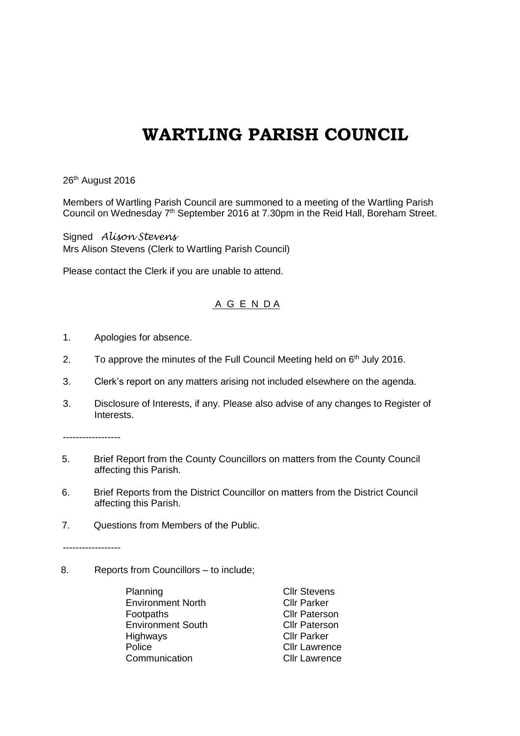# WARTLING PARISH COUNCIL

26th August 2016

Members of Wartling Parish Council are summoned to a meeting of the Wartling Parish Council on Wednesday 7th September 2016 at 7.30pm in the Reid Hall, Boreham Street.

Signed *Alison Stevens*
Mrs Alison Stevens (Clerk to Wartling Parish Council)

Please contact the Clerk if you are unable to attend.

## A G E N D A

1. Apologies for absence.

2. To approve the minutes of the Full Council Meeting held on 6th July 2016.

3. Clerk's report on any matters arising not included elsewhere on the agenda.

3. Disclosure of Interests, if any. Please also advise of any changes to Register of Interests.

------------------

5. Brief Report from the County Councillors on matters from the County Council affecting this Parish.

6. Brief Reports from the District Councillor on matters from the District Council affecting this Parish.

7. Questions from Members of the Public.

------------------

8. Reports from Councillors – to include;

| | |
|---|---|
| Planning | Cllr Stevens |
| Environment North | Cllr Parker |
| Footpaths | Cllr Paterson |
| Environment South | Cllr Paterson |
| Highways | Cllr Parker |
| Police | Cllr Lawrence |
| Communication | Cllr Lawrence |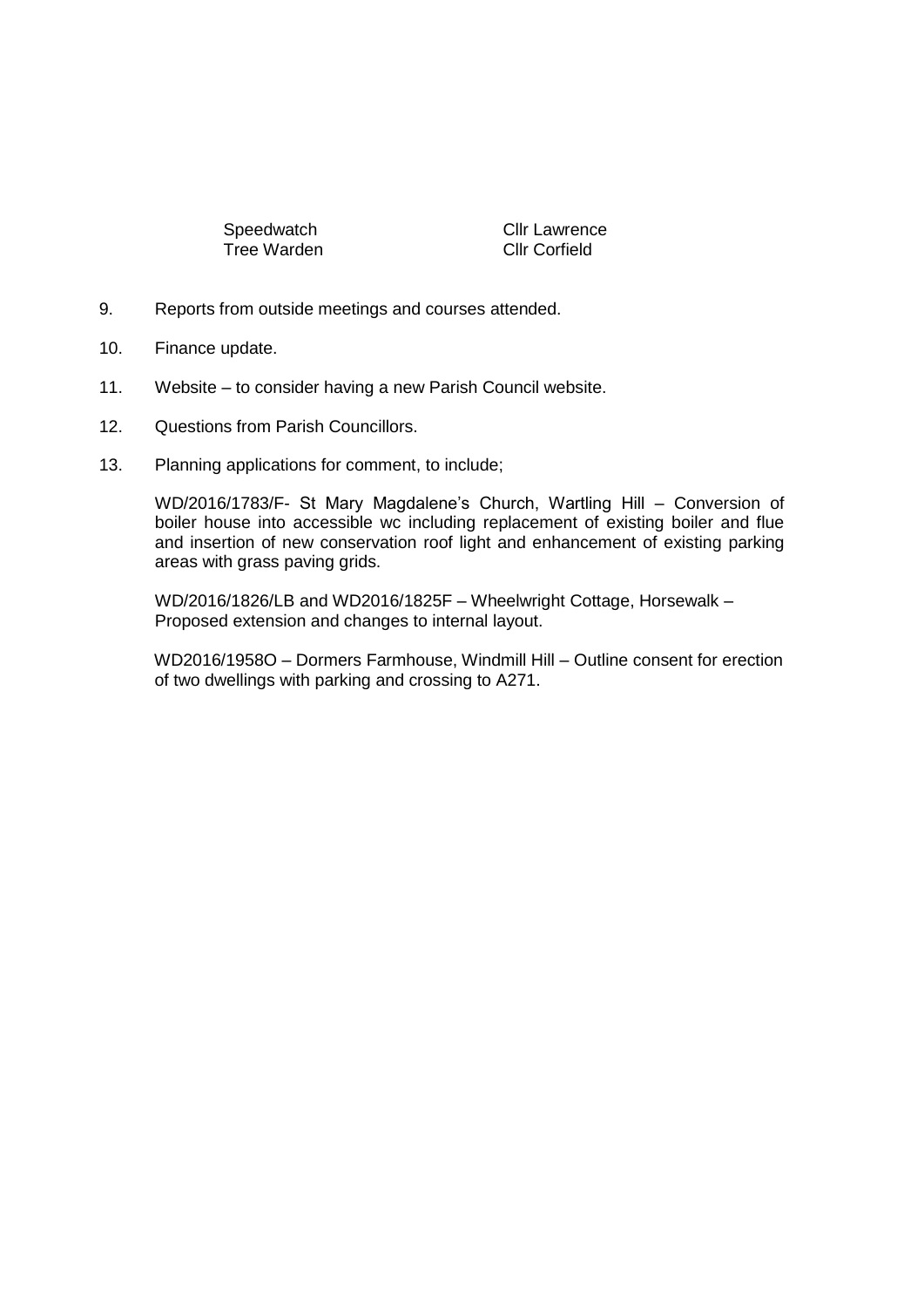| | |
|---|---|
| Speedwatch | Cllr Lawrence |
| Tree Warden | Cllr Corfield |

9. Reports from outside meetings and courses attended.

10. Finance update.

11. Website – to consider having a new Parish Council website.

12. Questions from Parish Councillors.

13. Planning applications for comment, to include;

    WD/2016/1783/F- St Mary Magdalene's Church, Wartling Hill – Conversion of boiler house into accessible wc including replacement of existing boiler and flue and insertion of new conservation roof light and enhancement of existing parking areas with grass paving grids.

    WD/2016/1826/LB and WD2016/1825F – Wheelwright Cottage, Horsewalk – Proposed extension and changes to internal layout.

    WD2016/1958O – Dormers Farmhouse, Windmill Hill – Outline consent for erection of two dwellings with parking and crossing to A271.